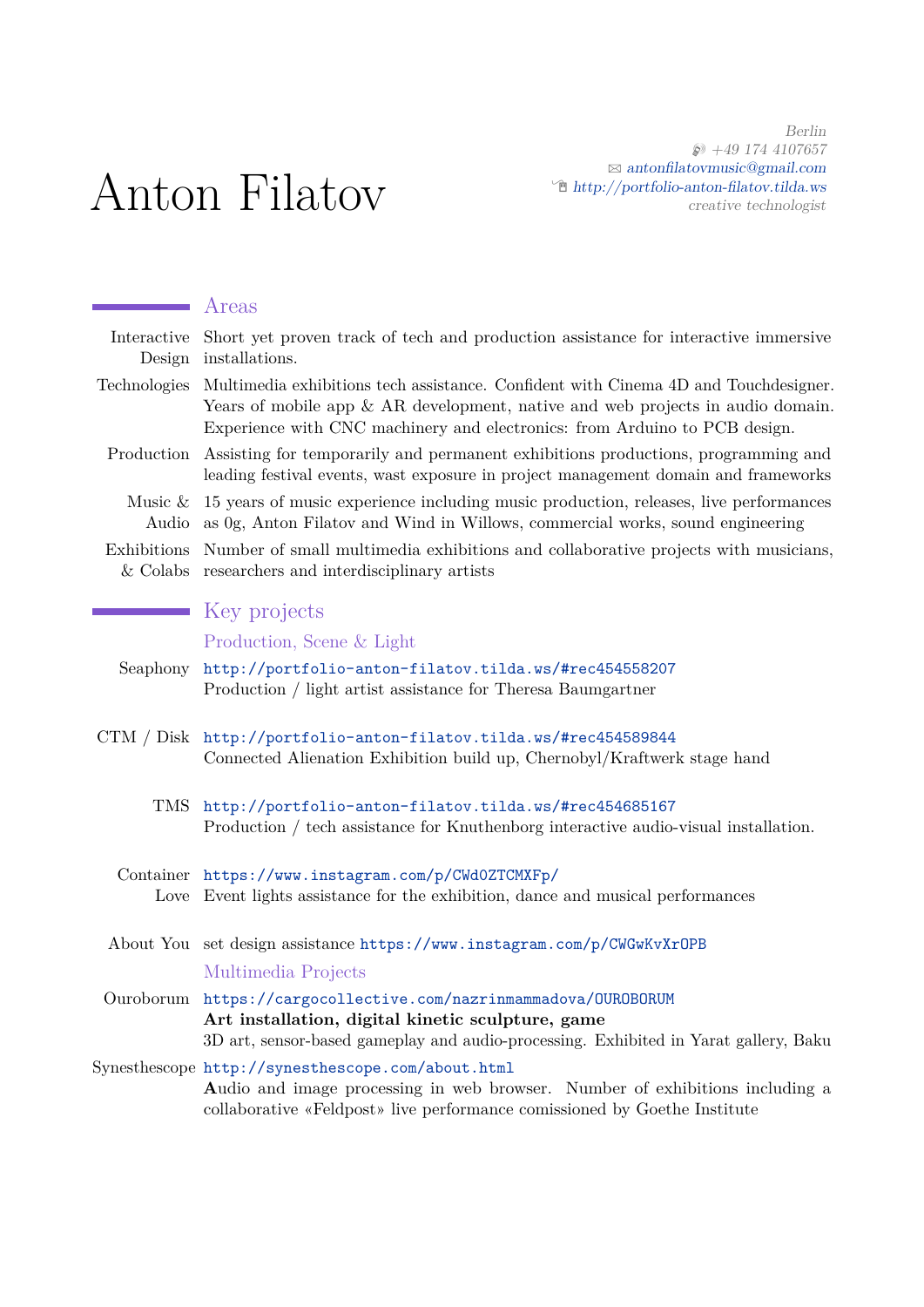# Anton Filatov

Berlin
+49 174 4107657
antonfilatovmusic@gmail.com
http://portfolio-anton-filatov.tilda.ws
*creative technologist*

## Areas

**Interactive Design** Short yet proven track of tech and production assistance for interactive immersive installations.

**Technologies** Multimedia exhibitions tech assistance. Confident with Cinema 4D and Touchdesigner. Years of mobile app & AR development, native and web projects in audio domain. Experience with CNC machinery and electronics: from Arduino to PCB design.

**Production** Assisting for temporarily and permanent exhibitions productions, programming and leading festival events, wast exposure in project management domain and frameworks

**Music & Audio** 15 years of music experience including music production, releases, live performances as 0g, Anton Filatov and Wind in Willows, commercial works, sound engineering

**Exhibitions & Colabs** Number of small multimedia exhibitions and collaborative projects with musicians, researchers and interdisciplinary artists

## Key projects

### Production, Scene & Light

**Seaphony** http://portfolio-anton-filatov.tilda.ws/#rec454558207
Production / light artist assistance for Theresa Baumgartner

**CTM / Disk** http://portfolio-anton-filatov.tilda.ws/#rec454589844
Connected Alienation Exhibition build up, Chernobyl/Kraftwerk stage hand

**TMS** http://portfolio-anton-filatov.tilda.ws/#rec454685167
Production / tech assistance for Knuthenborg interactive audio-visual installation.

**Container Love** https://www.instagram.com/p/CWd0ZTCMXFp/
Event lights assistance for the exhibition, dance and musical performances

**About You** set design assistance https://www.instagram.com/p/CWGwKvXrOPB

### Multimedia Projects

**Ouroborum** https://cargocollective.com/nazrinmammadova/OUROBORUM
**Art installation, digital kinetic sculpture, game**
3D art, sensor-based gameplay and audio-processing. Exhibited in Yarat gallery, Baku

**Synesthescope** http://synesthescope.com/about.html
Audio and image processing in web browser. Number of exhibitions including a collaborative «Feldpost» live performance comissioned by Goethe Institute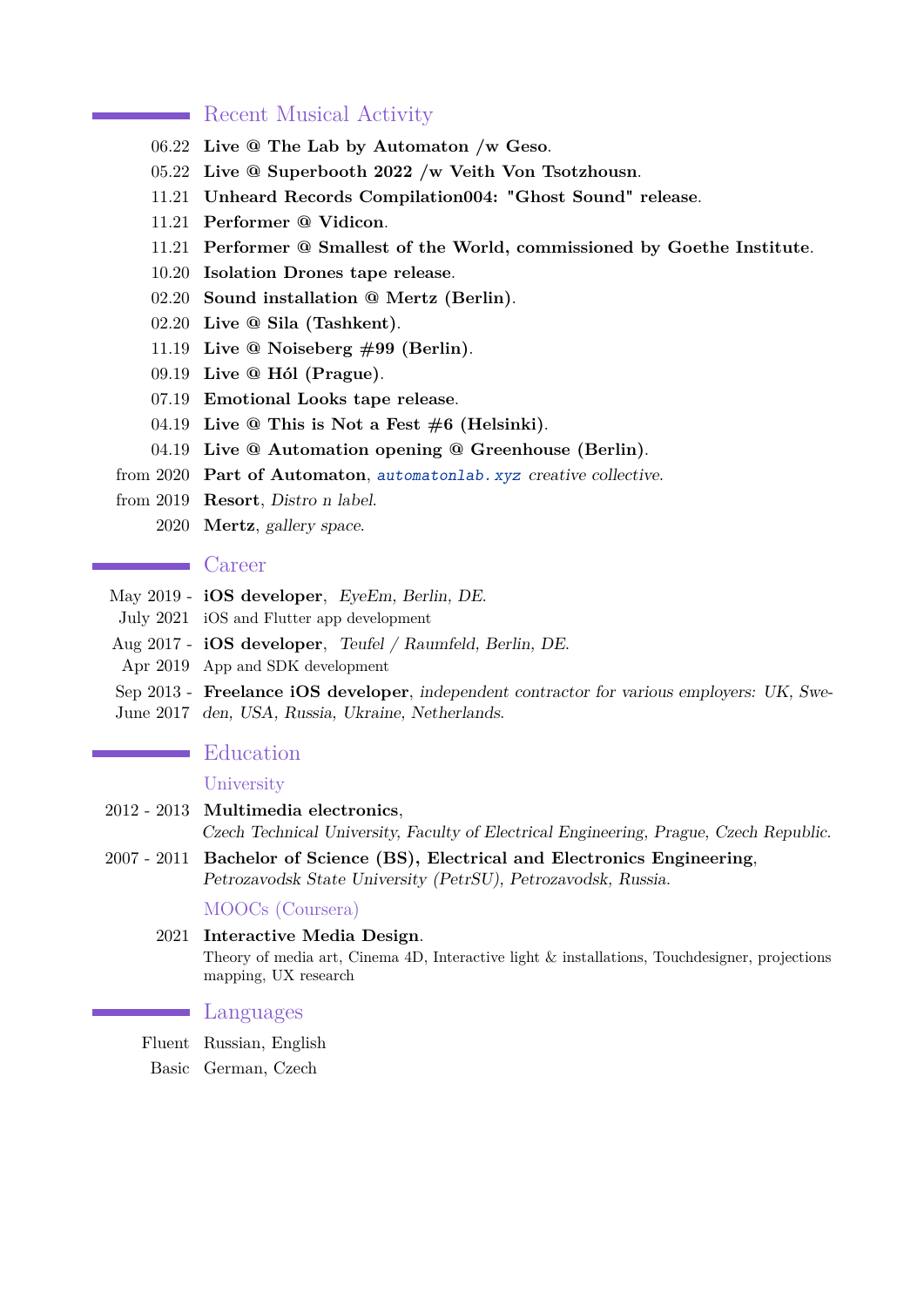## Recent Musical Activity

- 06.22 **Live @ The Lab by Automaton /w Geso**.
- 05.22 **Live @ Superbooth 2022 /w Veith Von Tsotzhousn**.
- 11.21 **Unheard Records Compilation004: "Ghost Sound" release**.
- 11.21 **Performer @ Vidicon**.
- 11.21 **Performer @ Smallest of the World, commissioned by Goethe Institute**.
- 10.20 **Isolation Drones tape release**.
- 02.20 **Sound installation @ Mertz (Berlin)**.
- 02.20 **Live @ Sila (Tashkent)**.
- 11.19 **Live @ Noiseberg #99 (Berlin)**.
- 09.19 **Live @ Hól (Prague)**.
- 07.19 **Emotional Looks tape release**.
- 04.19 **Live @ This is Not a Fest #6 (Helsinki)**.
- 04.19 **Live @ Automation opening @ Greenhouse (Berlin)**.
- from 2020 **Part of Automaton**, `automatonlab.xyz` *creative collective*.
- from 2019 **Resort**, *Distro n label*.
- 2020 **Mertz**, *gallery space*.

## Career

May 2019 - July 2021
**iOS developer**, *EyeEm, Berlin, DE*.
iOS and Flutter app development

Aug 2017 - Apr 2019
**iOS developer**, *Teufel / Raumfeld, Berlin, DE*.
App and SDK development

Sep 2013 - June 2017
**Freelance iOS developer**, *independent contractor for various employers: UK, Sweden, USA, Russia, Ukraine, Netherlands*.

## Education

### University

2012 - 2013
**Multimedia electronics**,
*Czech Technical University, Faculty of Electrical Engineering, Prague, Czech Republic*.

2007 - 2011
**Bachelor of Science (BS), Electrical and Electronics Engineering**,
*Petrozavodsk State University (PetrSU), Petrozavodsk, Russia*.

### MOOCs (Coursera)

2021
**Interactive Media Design**.
Theory of media art, Cinema 4D, Interactive light & installations, Touchdesigner, projections mapping, UX research

## Languages

- Fluent: Russian, English
- Basic: German, Czech